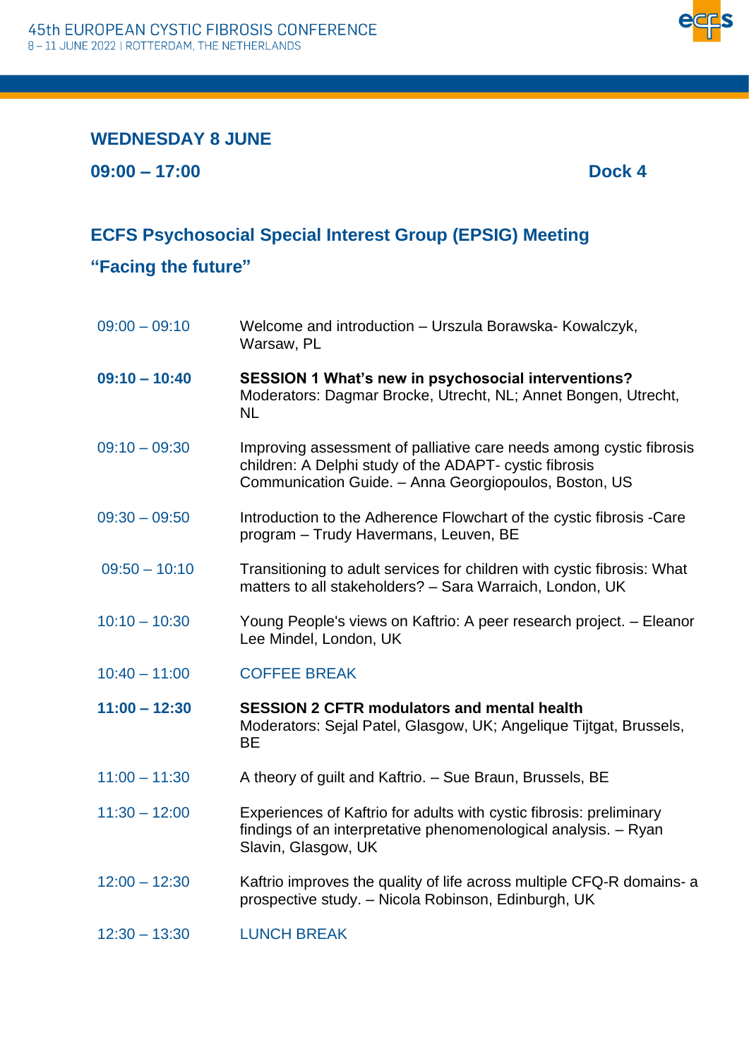## WEDNESDAY 8 JUNE

**09:00 – 17:00** **Dock 4**

## ECFS Psychosocial Special Interest Group (EPSIG) Meeting

## "Facing the future"

| | |
|---|---|
| 09:00 – 09:10 | Welcome and introduction – Urszula Borawska- Kowalczyk, Warsaw, PL |
| **09:10 – 10:40** | **SESSION 1 What's new in psychosocial interventions?** Moderators: Dagmar Brocke, Utrecht, NL; Annet Bongen, Utrecht, NL |
| 09:10 – 09:30 | Improving assessment of palliative care needs among cystic fibrosis children: A Delphi study of the ADAPT- cystic fibrosis Communication Guide. – Anna Georgiopoulos, Boston, US |
| 09:30 – 09:50 | Introduction to the Adherence Flowchart of the cystic fibrosis -Care program – Trudy Havermans, Leuven, BE |
| 09:50 – 10:10 | Transitioning to adult services for children with cystic fibrosis: What matters to all stakeholders? – Sara Warraich, London, UK |
| 10:10 – 10:30 | Young People's views on Kaftrio: A peer research project. – Eleanor Lee Mindel, London, UK |
| 10:40 – 11:00 | COFFEE BREAK |
| **11:00 – 12:30** | **SESSION 2 CFTR modulators and mental health** Moderators: Sejal Patel, Glasgow, UK; Angelique Tijtgat, Brussels, BE |
| 11:00 – 11:30 | A theory of guilt and Kaftrio. – Sue Braun, Brussels, BE |
| 11:30 – 12:00 | Experiences of Kaftrio for adults with cystic fibrosis: preliminary findings of an interpretative phenomenological analysis. – Ryan Slavin, Glasgow, UK |
| 12:00 – 12:30 | Kaftrio improves the quality of life across multiple CFQ-R domains- a prospective study. – Nicola Robinson, Edinburgh, UK |
| 12:30 – 13:30 | LUNCH BREAK |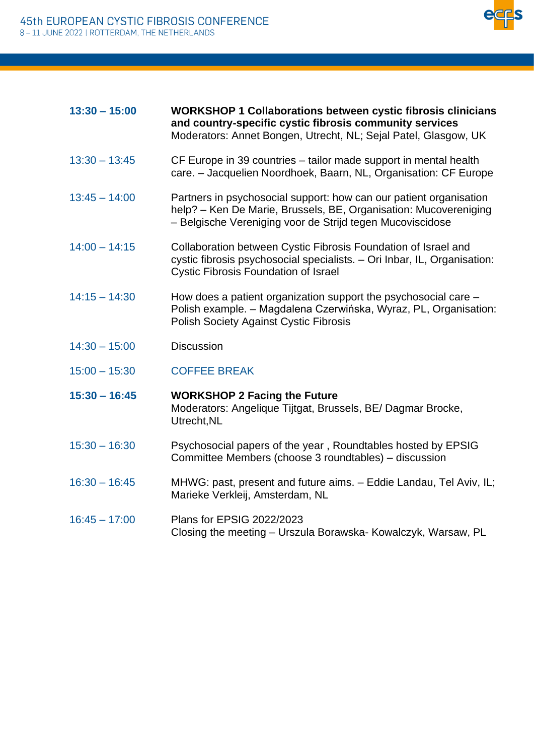| | |
|---|---|
| **13:30 – 15:00** | **WORKSHOP 1 Collaborations between cystic fibrosis clinicians and country-specific cystic fibrosis community services** Moderators: Annet Bongen, Utrecht, NL; Sejal Patel, Glasgow, UK |
| 13:30 – 13:45 | CF Europe in 39 countries – tailor made support in mental health care. – Jacquelien Noordhoek, Baarn, NL, Organisation: CF Europe |
| 13:45 – 14:00 | Partners in psychosocial support: how can our patient organisation help? – Ken De Marie, Brussels, BE, Organisation: Mucovereniging – Belgische Vereniging voor de Strijd tegen Mucoviscidose |
| 14:00 – 14:15 | Collaboration between Cystic Fibrosis Foundation of Israel and cystic fibrosis psychosocial specialists. – Ori Inbar, IL, Organisation: Cystic Fibrosis Foundation of Israel |
| 14:15 – 14:30 | How does a patient organization support the psychosocial care – Polish example. – Magdalena Czerwińska, Wyraz, PL, Organisation: Polish Society Against Cystic Fibrosis |
| 14:30 – 15:00 | Discussion |
| 15:00 – 15:30 | COFFEE BREAK |
| **15:30 – 16:45** | **WORKSHOP 2 Facing the Future** Moderators: Angelique Tijtgat, Brussels, BE/ Dagmar Brocke, Utrecht,NL |
| 15:30 – 16:30 | Psychosocial papers of the year , Roundtables hosted by EPSIG Committee Members (choose 3 roundtables) – discussion |
| 16:30 – 16:45 | MHWG: past, present and future aims. – Eddie Landau, Tel Aviv, IL; Marieke Verkleij, Amsterdam, NL |
| 16:45 – 17:00 | Plans for EPSIG 2022/2023 Closing the meeting – Urszula Borawska- Kowalczyk, Warsaw, PL |